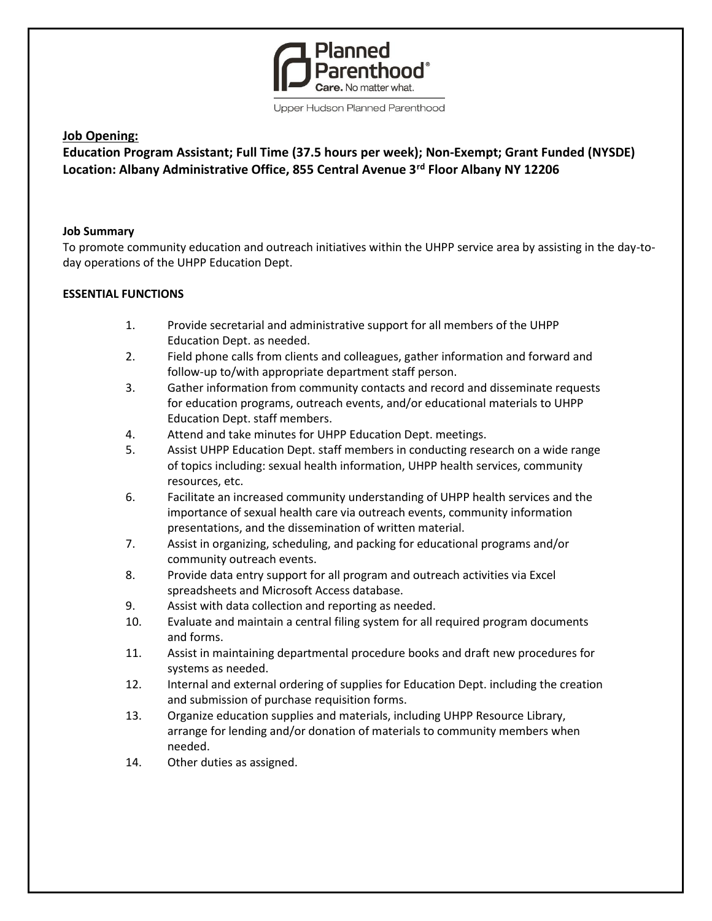Planned Parenthood®
Care. No matter what.

Upper Hudson Planned Parenthood

**Job Opening:**

**Education Program Assistant; Full Time (37.5 hours per week); Non-Exempt; Grant Funded (NYSDE)**
**Location: Albany Administrative Office, 855 Central Avenue 3rd Floor Albany NY 12206**

**Job Summary**

To promote community education and outreach initiatives within the UHPP service area by assisting in the day-to-day operations of the UHPP Education Dept.

**ESSENTIAL FUNCTIONS**

1. Provide secretarial and administrative support for all members of the UHPP Education Dept. as needed.
2. Field phone calls from clients and colleagues, gather information and forward and follow-up to/with appropriate department staff person.
3. Gather information from community contacts and record and disseminate requests for education programs, outreach events, and/or educational materials to UHPP Education Dept. staff members.
4. Attend and take minutes for UHPP Education Dept. meetings.
5. Assist UHPP Education Dept. staff members in conducting research on a wide range of topics including: sexual health information, UHPP health services, community resources, etc.
6. Facilitate an increased community understanding of UHPP health services and the importance of sexual health care via outreach events, community information presentations, and the dissemination of written material.
7. Assist in organizing, scheduling, and packing for educational programs and/or community outreach events.
8. Provide data entry support for all program and outreach activities via Excel spreadsheets and Microsoft Access database.
9. Assist with data collection and reporting as needed.
10. Evaluate and maintain a central filing system for all required program documents and forms.
11. Assist in maintaining departmental procedure books and draft new procedures for systems as needed.
12. Internal and external ordering of supplies for Education Dept. including the creation and submission of purchase requisition forms.
13. Organize education supplies and materials, including UHPP Resource Library, arrange for lending and/or donation of materials to community members when needed.
14. Other duties as assigned.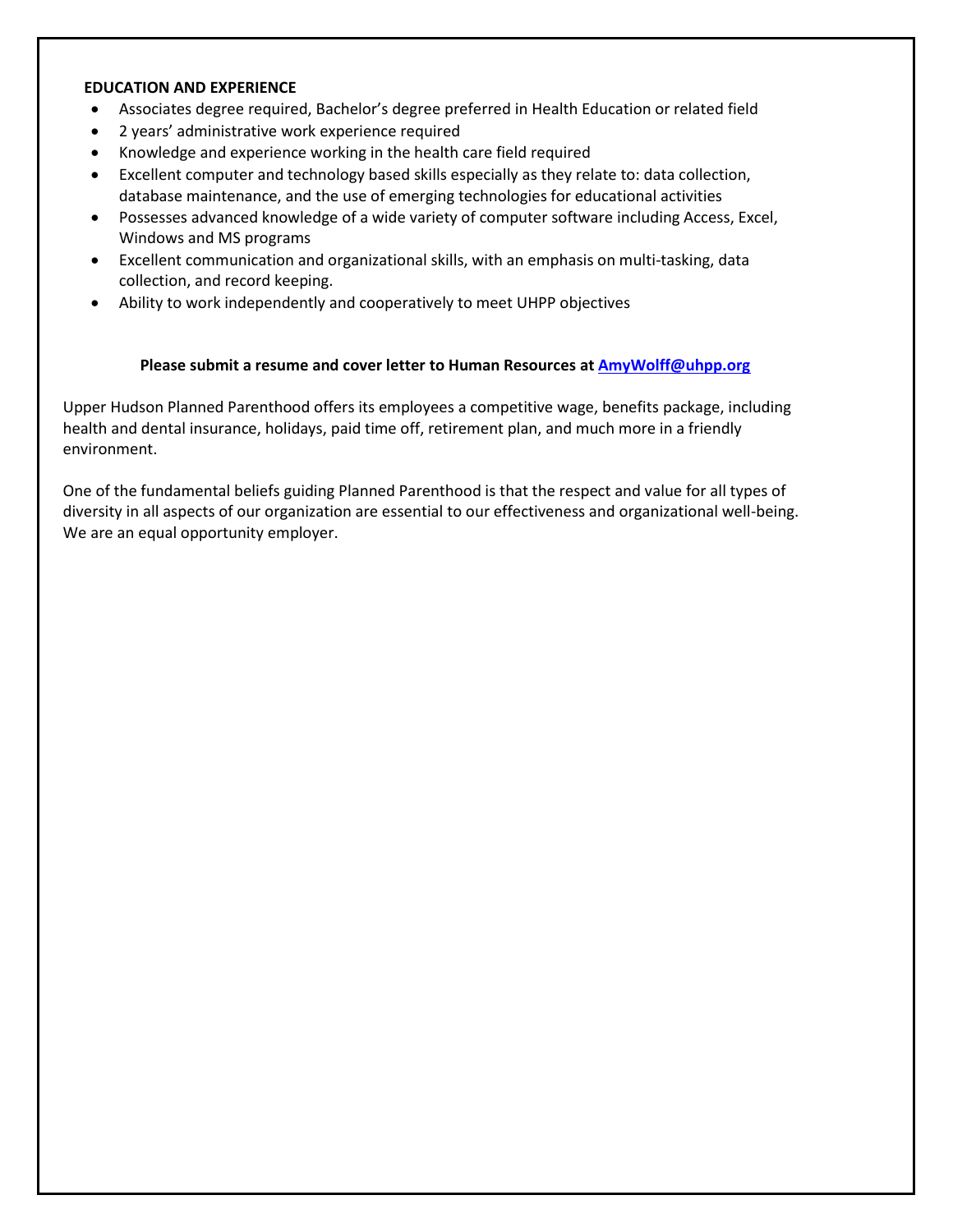### EDUCATION AND EXPERIENCE

- Associates degree required, Bachelor's degree preferred in Health Education or related field
- 2 years' administrative work experience required
- Knowledge and experience working in the health care field required
- Excellent computer and technology based skills especially as they relate to: data collection, database maintenance, and the use of emerging technologies for educational activities
- Possesses advanced knowledge of a wide variety of computer software including Access, Excel, Windows and MS programs
- Excellent communication and organizational skills, with an emphasis on multi-tasking, data collection, and record keeping.
- Ability to work independently and cooperatively to meet UHPP objectives

**Please submit a resume and cover letter to Human Resources at [AmyWolff@uhpp.org](mailto:AmyWolff@uhpp.org)**

Upper Hudson Planned Parenthood offers its employees a competitive wage, benefits package, including health and dental insurance, holidays, paid time off, retirement plan, and much more in a friendly environment.

One of the fundamental beliefs guiding Planned Parenthood is that the respect and value for all types of diversity in all aspects of our organization are essential to our effectiveness and organizational well-being. We are an equal opportunity employer.